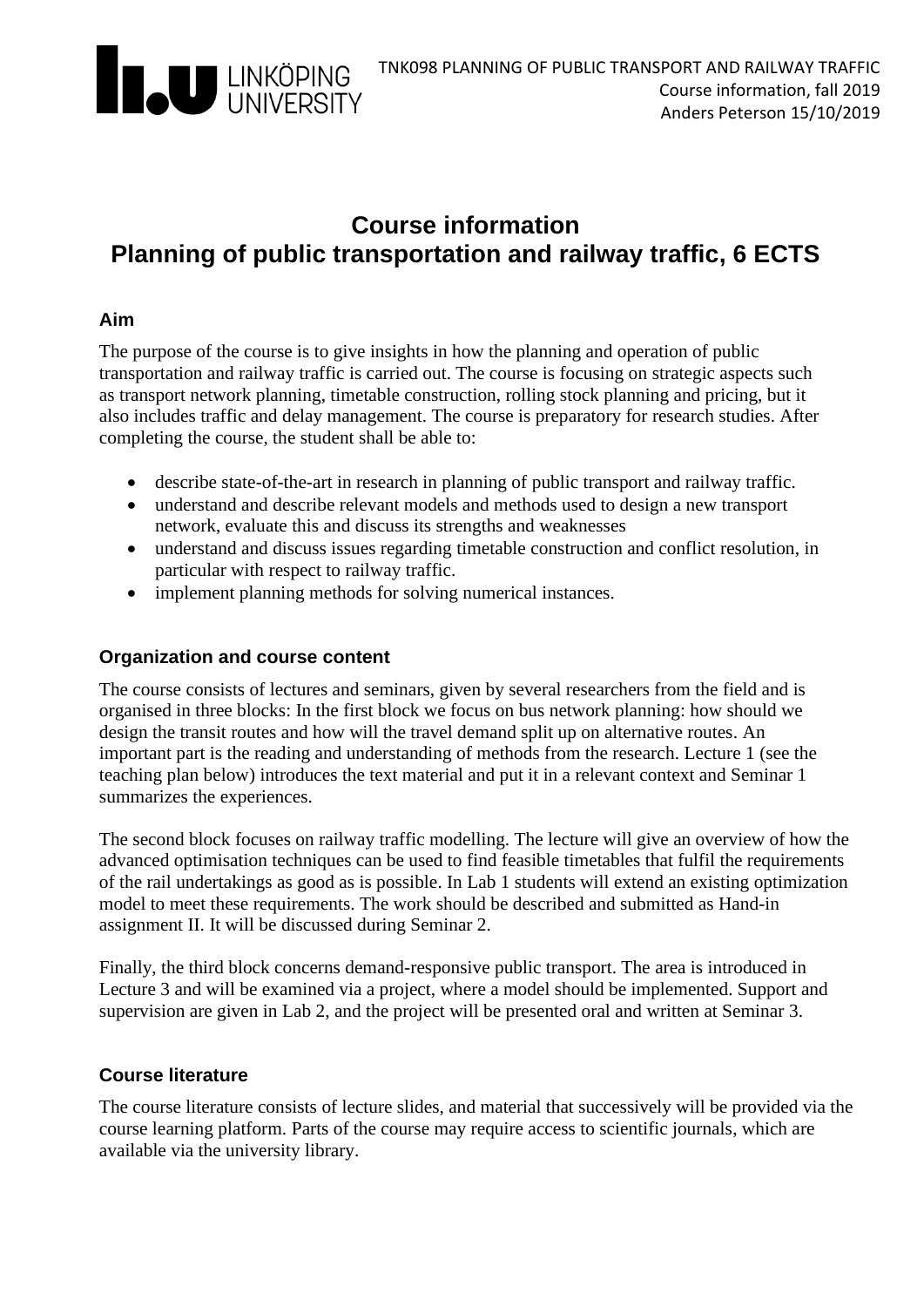# Course information
# Planning of public transportation and railway traffic, 6 ECTS

## Aim

The purpose of the course is to give insights in how the planning and operation of public transportation and railway traffic is carried out. The course is focusing on strategic aspects such as transport network planning, timetable construction, rolling stock planning and pricing, but it also includes traffic and delay management. The course is preparatory for research studies. After completing the course, the student shall be able to:

- describe state-of-the-art in research in planning of public transport and railway traffic.
- understand and describe relevant models and methods used to design a new transport network, evaluate this and discuss its strengths and weaknesses
- understand and discuss issues regarding timetable construction and conflict resolution, in particular with respect to railway traffic.
- implement planning methods for solving numerical instances.

## Organization and course content

The course consists of lectures and seminars, given by several researchers from the field and is organised in three blocks: In the first block we focus on bus network planning: how should we design the transit routes and how will the travel demand split up on alternative routes. An important part is the reading and understanding of methods from the research. Lecture 1 (see the teaching plan below) introduces the text material and put it in a relevant context and Seminar 1 summarizes the experiences.

The second block focuses on railway traffic modelling. The lecture will give an overview of how the advanced optimisation techniques can be used to find feasible timetables that fulfil the requirements of the rail undertakings as good as is possible. In Lab 1 students will extend an existing optimization model to meet these requirements. The work should be described and submitted as Hand-in assignment II. It will be discussed during Seminar 2.

Finally, the third block concerns demand-responsive public transport. The area is introduced in Lecture 3 and will be examined via a project, where a model should be implemented. Support and supervision are given in Lab 2, and the project will be presented oral and written at Seminar 3.

## Course literature

The course literature consists of lecture slides, and material that successively will be provided via the course learning platform. Parts of the course may require access to scientific journals, which are available via the university library.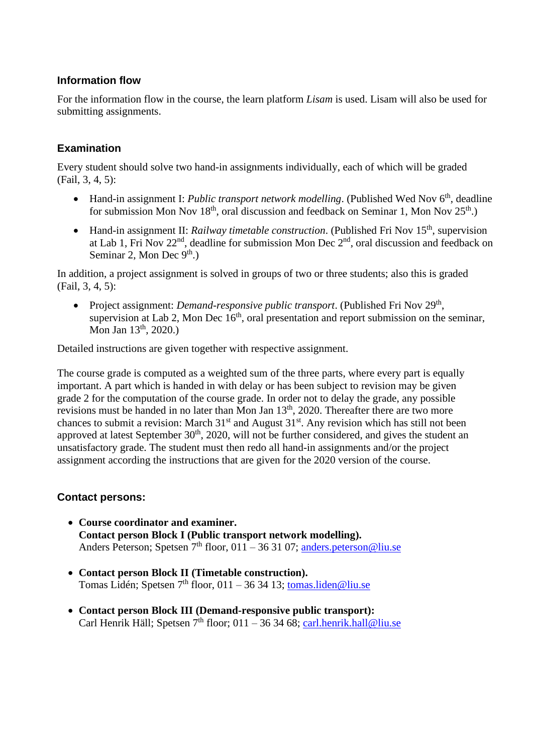### Information flow

For the information flow in the course, the learn platform *Lisam* is used. Lisam will also be used for submitting assignments.

### Examination

Every student should solve two hand-in assignments individually, each of which will be graded (Fail, 3, 4, 5):

- Hand-in assignment I: *Public transport network modelling*. (Published Wed Nov 6th, deadline for submission Mon Nov 18th, oral discussion and feedback on Seminar 1, Mon Nov 25th.)
- Hand-in assignment II: *Railway timetable construction*. (Published Fri Nov 15th, supervision at Lab 1, Fri Nov 22nd, deadline for submission Mon Dec 2nd, oral discussion and feedback on Seminar 2, Mon Dec 9th.)

In addition, a project assignment is solved in groups of two or three students; also this is graded (Fail, 3, 4, 5):

- Project assignment: *Demand-responsive public transport*. (Published Fri Nov 29th, supervision at Lab 2, Mon Dec 16th, oral presentation and report submission on the seminar, Mon Jan 13th, 2020.)

Detailed instructions are given together with respective assignment.

The course grade is computed as a weighted sum of the three parts, where every part is equally important. A part which is handed in with delay or has been subject to revision may be given grade 2 for the computation of the course grade. In order not to delay the grade, any possible revisions must be handed in no later than Mon Jan 13th, 2020. Thereafter there are two more chances to submit a revision: March 31st and August 31st. Any revision which has still not been approved at latest September 30th, 2020, will not be further considered, and gives the student an unsatisfactory grade. The student must then redo all hand-in assignments and/or the project assignment according the instructions that are given for the 2020 version of the course.

### Contact persons:

- **Course coordinator and examiner.**
  **Contact person Block I (Public transport network modelling).**
  Anders Peterson; Spetsen 7th floor, 011 – 36 31 07; anders.peterson@liu.se
- **Contact person Block II (Timetable construction).**
  Tomas Lidén; Spetsen 7th floor, 011 – 36 34 13; tomas.liden@liu.se
- **Contact person Block III (Demand-responsive public transport):**
  Carl Henrik Häll; Spetsen 7th floor; 011 – 36 34 68; carl.henrik.hall@liu.se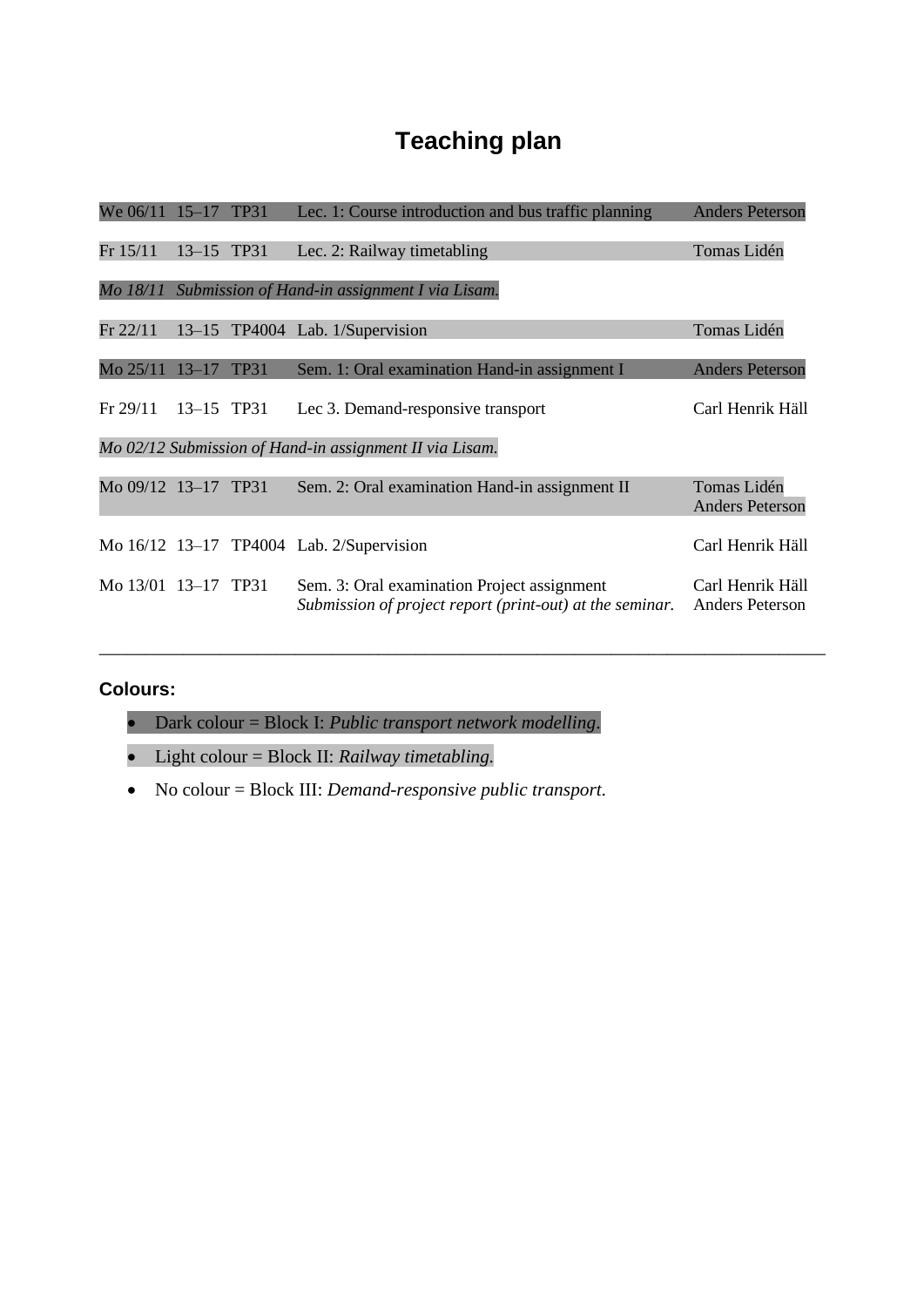# Teaching plan

| | | | | |
|---|---|---|---|---|
| We 06/11 | 15–17 | TP31 | Lec. 1: Course introduction and bus traffic planning | Anders Peterson |
| Fr 15/11 | 13–15 | TP31 | Lec. 2: Railway timetabling | Tomas Lidén |
| *Mo 18/11* | *Submission of Hand-in assignment I via Lisam.* | | | |
| Fr 22/11 | 13–15 | TP4004 | Lab. 1/Supervision | Tomas Lidén |
| Mo 25/11 | 13–17 | TP31 | Sem. 1: Oral examination Hand-in assignment I | Anders Peterson |
| Fr 29/11 | 13–15 | TP31 | Lec 3. Demand-responsive transport | Carl Henrik Häll |
| *Mo 02/12* | *Submission of Hand-in assignment II via Lisam.* | | | |
| Mo 09/12 | 13–17 | TP31 | Sem. 2: Oral examination Hand-in assignment II | Tomas Lidén<br>Anders Peterson |
| Mo 16/12 | 13–17 | TP4004 | Lab. 2/Supervision | Carl Henrik Häll |
| Mo 13/01 | 13–17 | TP31 | Sem. 3: Oral examination Project assignment<br>*Submission of project report (print-out) at the seminar.* | Carl Henrik Häll<br>Anders Peterson |

---

**Colours:**

- Dark colour = Block I: *Public transport network modelling*.
- Light colour = Block II: *Railway timetabling.*
- No colour = Block III: *Demand-responsive public transport*.